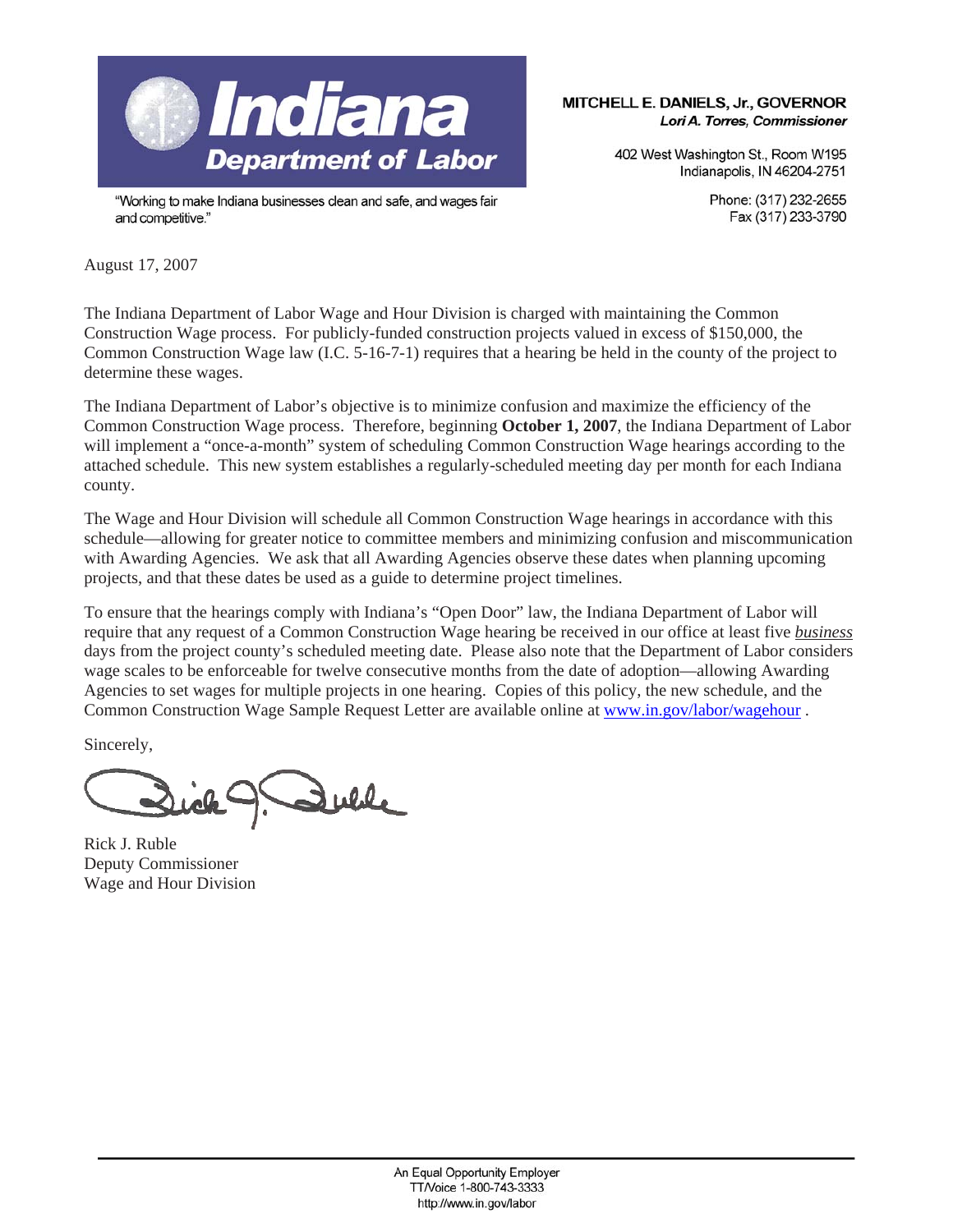**Indiana Department of Labor**

"Working to make Indiana businesses clean and safe, and wages fair and competitive."

**MITCHELL E. DANIELS, Jr., GOVERNOR**
***Lori A. Torres, Commissioner***

402 West Washington St., Room W195
Indianapolis, IN 46204-2751

Phone: (317) 232-2655
Fax (317) 233-3790

August 17, 2007

The Indiana Department of Labor Wage and Hour Division is charged with maintaining the Common Construction Wage process. For publicly-funded construction projects valued in excess of $150,000, the Common Construction Wage law (I.C. 5-16-7-1) requires that a hearing be held in the county of the project to determine these wages.

The Indiana Department of Labor's objective is to minimize confusion and maximize the efficiency of the Common Construction Wage process. Therefore, beginning **October 1, 2007**, the Indiana Department of Labor will implement a "once-a-month" system of scheduling Common Construction Wage hearings according to the attached schedule. This new system establishes a regularly-scheduled meeting day per month for each Indiana county.

The Wage and Hour Division will schedule all Common Construction Wage hearings in accordance with this schedule—allowing for greater notice to committee members and minimizing confusion and miscommunication with Awarding Agencies. We ask that all Awarding Agencies observe these dates when planning upcoming projects, and that these dates be used as a guide to determine project timelines.

To ensure that the hearings comply with Indiana's "Open Door" law, the Indiana Department of Labor will require that any request of a Common Construction Wage hearing be received in our office at least five *business* days from the project county's scheduled meeting date. Please also note that the Department of Labor considers wage scales to be enforceable for twelve consecutive months from the date of adoption—allowing Awarding Agencies to set wages for multiple projects in one hearing. Copies of this policy, the new schedule, and the Common Construction Wage Sample Request Letter are available online at www.in.gov/labor/wagehour .

Sincerely,

Rick J. Ruble
Deputy Commissioner
Wage and Hour Division

An Equal Opportunity Employer
TT/Voice 1-800-743-3333
http://www.in.gov/labor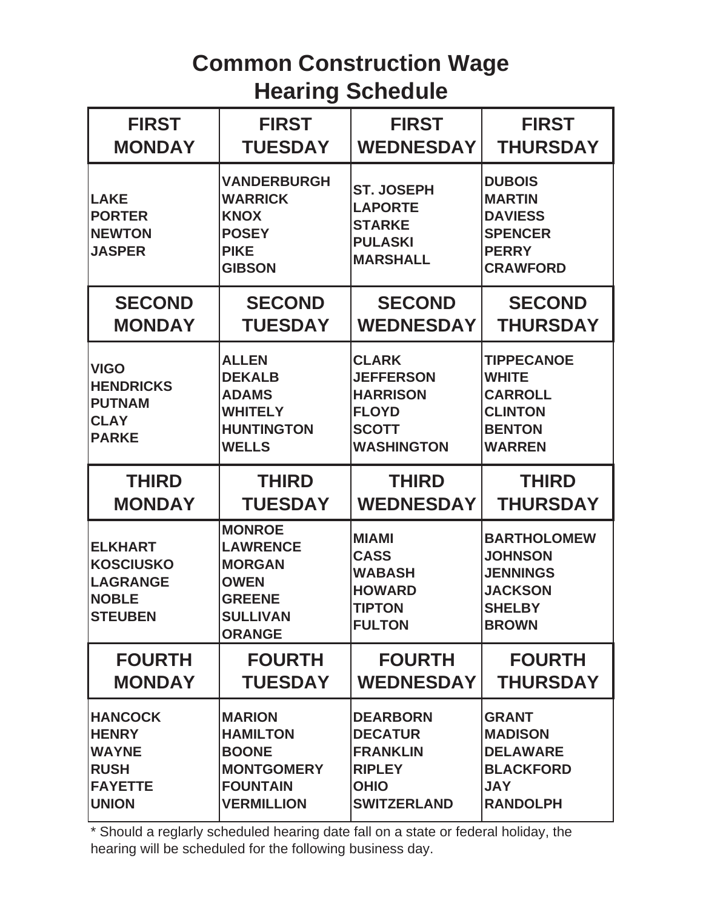# Common Construction Wage Hearing Schedule

| FIRST MONDAY | FIRST TUESDAY | FIRST WEDNESDAY | FIRST THURSDAY |
|---|---|---|---|
| LAKE<br>PORTER<br>NEWTON<br>JASPER | VANDERBURGH<br>WARRICK<br>KNOX<br>POSEY<br>PIKE<br>GIBSON | ST. JOSEPH<br>LAPORTE<br>STARKE<br>PULASKI<br>MARSHALL | DUBOIS<br>MARTIN<br>DAVIESS<br>SPENCER<br>PERRY<br>CRAWFORD |
| **SECOND MONDAY** | **SECOND TUESDAY** | **SECOND WEDNESDAY** | **SECOND THURSDAY** |
| VIGO<br>HENDRICKS<br>PUTNAM<br>CLAY<br>PARKE | ALLEN<br>DEKALB<br>ADAMS<br>WHITELY<br>HUNTINGTON<br>WELLS | CLARK<br>JEFFERSON<br>HARRISON<br>FLOYD<br>SCOTT<br>WASHINGTON | TIPPECANOE<br>WHITE<br>CARROLL<br>CLINTON<br>BENTON<br>WARREN |
| **THIRD MONDAY** | **THIRD TUESDAY** | **THIRD WEDNESDAY** | **THIRD THURSDAY** |
| ELKHART<br>KOSCIUSKO<br>LAGRANGE<br>NOBLE<br>STEUBEN | MONROE<br>LAWRENCE<br>MORGAN<br>OWEN<br>GREENE<br>SULLIVAN<br>ORANGE | MIAMI<br>CASS<br>WABASH<br>HOWARD<br>TIPTON<br>FULTON | BARTHOLOMEW<br>JOHNSON<br>JENNINGS<br>JACKSON<br>SHELBY<br>BROWN |
| **FOURTH MONDAY** | **FOURTH TUESDAY** | **FOURTH WEDNESDAY** | **FOURTH THURSDAY** |
| HANCOCK<br>HENRY<br>WAYNE<br>RUSH<br>FAYETTE<br>UNION | MARION<br>HAMILTON<br>BOONE<br>MONTGOMERY<br>FOUNTAIN<br>VERMILLION | DEARBORN<br>DECATUR<br>FRANKLIN<br>RIPLEY<br>OHIO<br>SWITZERLAND | GRANT<br>MADISON<br>DELAWARE<br>BLACKFORD<br>JAY<br>RANDOLPH |

* Should a reglarly scheduled hearing date fall on a state or federal holiday, the hearing will be scheduled for the following business day.